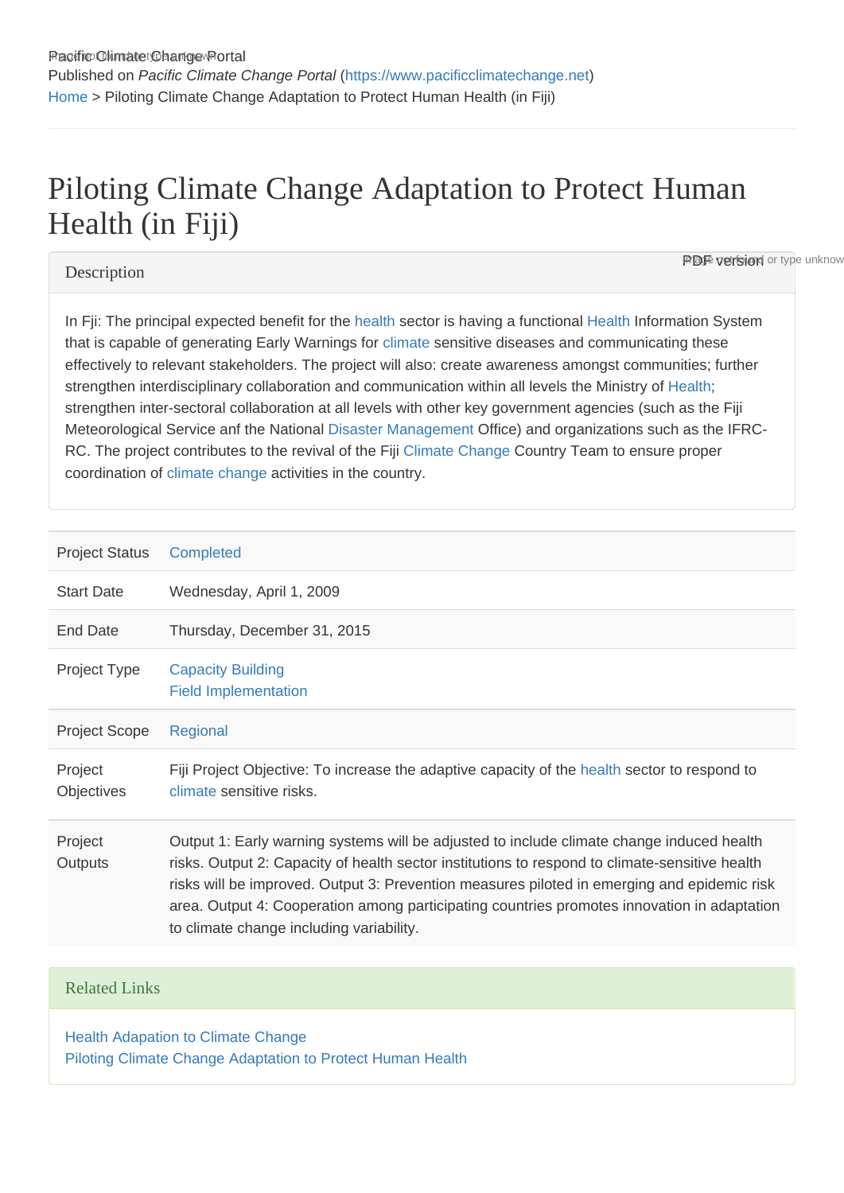Pacific Climate Change Portal

Published on *Pacific Climate Change Portal* (https://www.pacificclimatechange.net)

Home > Piloting Climate Change Adaptation to Protect Human Health (in Fiji)

# Piloting Climate Change Adaptation to Protect Human Health (in Fiji)

## Description

PDF version

In Fiji: The principal expected benefit for the health sector is having a functional Health Information System that is capable of generating Early Warnings for climate sensitive diseases and communicating these effectively to relevant stakeholders. The project will also: create awareness amongst communities; further strengthen interdisciplinary collaboration and communication within all levels the Ministry of Health; strengthen inter-sectoral collaboration at all levels with other key government agencies (such as the Fiji Meteorological Service anf the National Disaster Management Office) and organizations such as the IFRC-RC. The project contributes to the revival of the Fiji Climate Change Country Team to ensure proper coordination of climate change activities in the country.

| | |
|---|---|
| Project Status | Completed |
| Start Date | Wednesday, April 1, 2009 |
| End Date | Thursday, December 31, 2015 |
| Project Type | Capacity Building<br>Field Implementation |
| Project Scope | Regional |
| Project Objectives | Fiji Project Objective: To increase the adaptive capacity of the health sector to respond to climate sensitive risks. |
| Project Outputs | Output 1: Early warning systems will be adjusted to include climate change induced health risks. Output 2: Capacity of health sector institutions to respond to climate-sensitive health risks will be improved. Output 3: Prevention measures piloted in emerging and epidemic risk area. Output 4: Cooperation among participating countries promotes innovation in adaptation to climate change including variability. |

## Related Links

Health Adapation to Climate Change
Piloting Climate Change Adaptation to Protect Human Health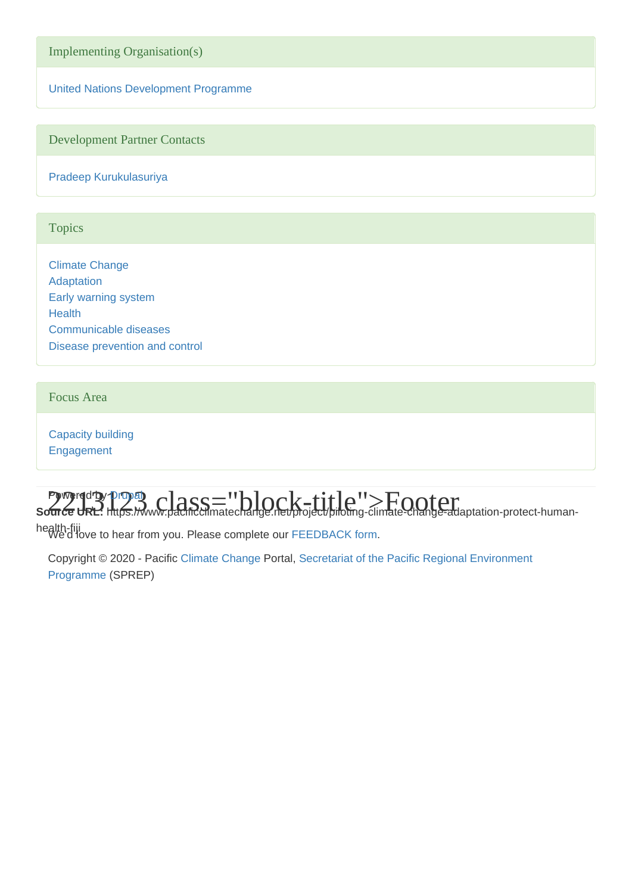## Implementing Organisation(s)

United Nations Development Programme

## Development Partner Contacts

Pradeep Kurukulasuriya

## Topics

Climate Change
Adaptation
Early warning system
Health
Communicable diseases
Disease prevention and control

## Focus Area

Capacity building
Engagement

Powered by Drupal

2213123 class="block-title">Footer

**Source URL:** https://www.pacificclimatechange.net/project/piloting-climate-change-adaptation-protect-human-health-fiji

We'd love to hear from you. Please complete our FEEDBACK form.

Copyright © 2020 - Pacific Climate Change Portal, Secretariat of the Pacific Regional Environment Programme (SPREP)